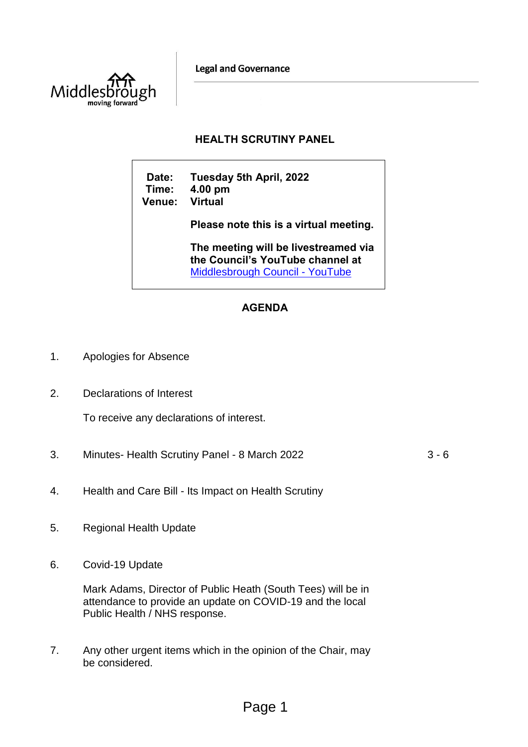Middlesbrough
moving forward

Legal and Governance

# HEALTH SCRUTINY PANEL

**Date:** **Tuesday 5th April, 2022**
**Time:** **4.00 pm**
**Venue:** **Virtual**

**Please note this is a virtual meeting.**

**The meeting will be livestreamed via the Council's YouTube channel at** [Middlesbrough Council - YouTube]

## AGENDA

1. Apologies for Absence

2. Declarations of Interest

   To receive any declarations of interest.

3. Minutes- Health Scrutiny Panel - 8 March 2022 — 3 - 6

4. Health and Care Bill - Its Impact on Health Scrutiny

5. Regional Health Update

6. Covid-19 Update

   Mark Adams, Director of Public Heath (South Tees) will be in attendance to provide an update on COVID-19 and the local Public Health / NHS response.

7. Any other urgent items which in the opinion of the Chair, may be considered.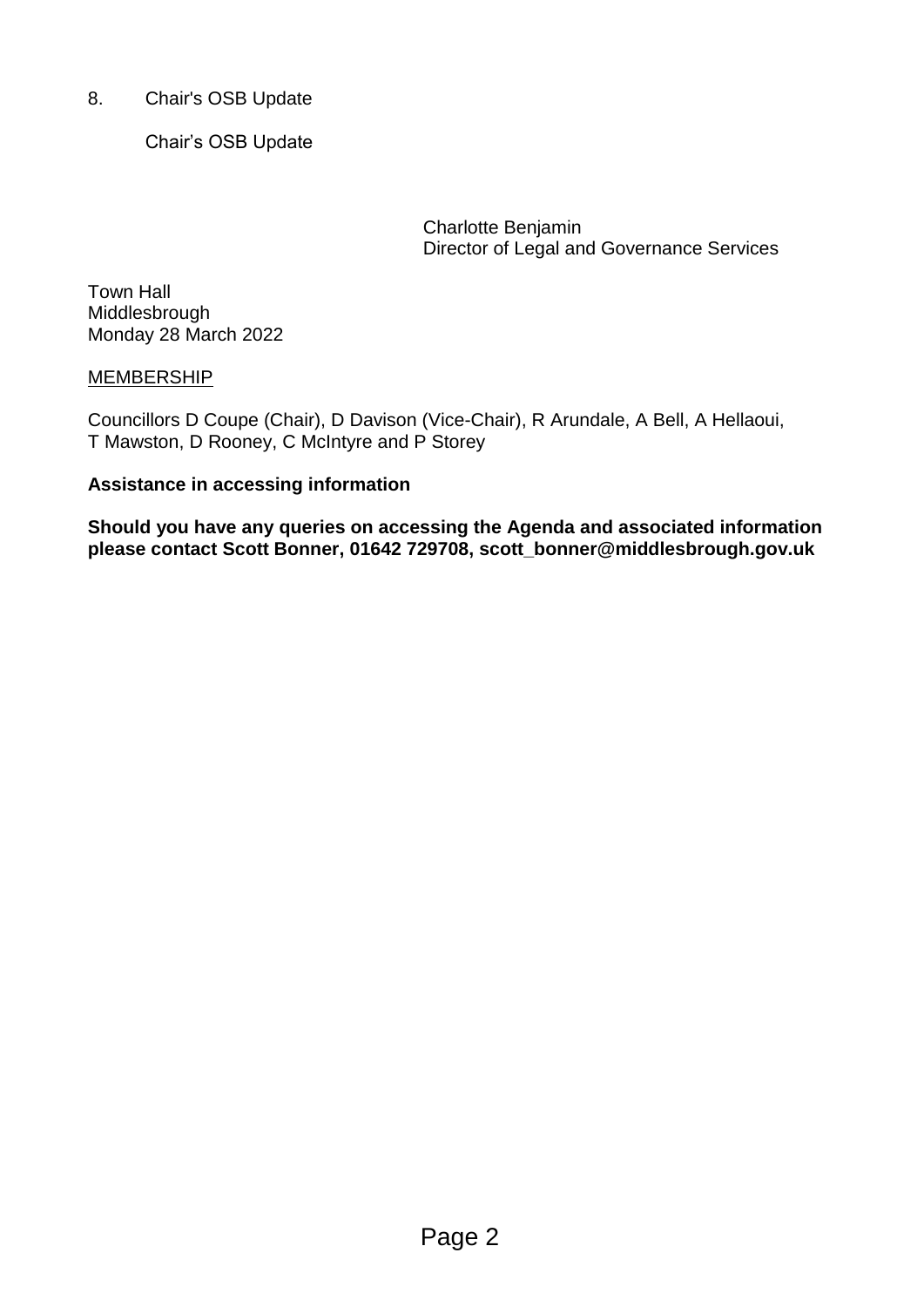8. Chair's OSB Update

   Chair's OSB Update

Charlotte Benjamin
Director of Legal and Governance Services

Town Hall
Middlesbrough
Monday 28 March 2022

MEMBERSHIP

Councillors D Coupe (Chair), D Davison (Vice-Chair), R Arundale, A Bell, A Hellaoui, T Mawston, D Rooney, C McIntyre and P Storey

**Assistance in accessing information**

**Should you have any queries on accessing the Agenda and associated information please contact Scott Bonner, 01642 729708, scott_bonner@middlesbrough.gov.uk**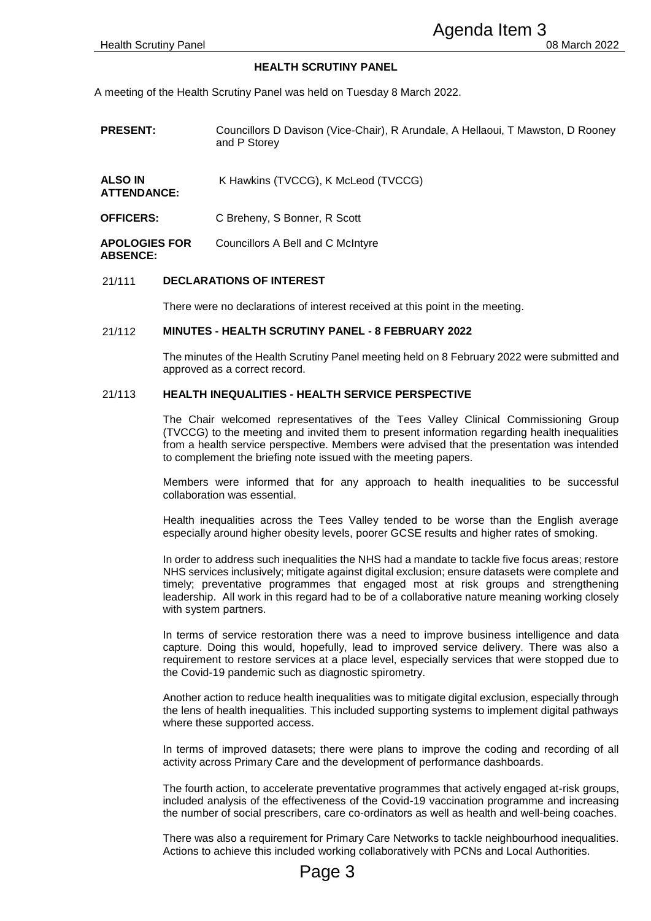# HEALTH SCRUTINY PANEL

A meeting of the Health Scrutiny Panel was held on Tuesday 8 March 2022.

**PRESENT:** Councillors D Davison (Vice-Chair), R Arundale, A Hellaoui, T Mawston, D Rooney and P Storey

**ALSO IN ATTENDANCE:** K Hawkins (TVCCG), K McLeod (TVCCG)

**OFFICERS:** C Breheny, S Bonner, R Scott

**APOLOGIES FOR ABSENCE:** Councillors A Bell and C McIntyre

## 21/111 DECLARATIONS OF INTEREST

There were no declarations of interest received at this point in the meeting.

## 21/112 MINUTES - HEALTH SCRUTINY PANEL - 8 FEBRUARY 2022

The minutes of the Health Scrutiny Panel meeting held on 8 February 2022 were submitted and approved as a correct record.

## 21/113 HEALTH INEQUALITIES - HEALTH SERVICE PERSPECTIVE

The Chair welcomed representatives of the Tees Valley Clinical Commissioning Group (TVCCG) to the meeting and invited them to present information regarding health inequalities from a health service perspective. Members were advised that the presentation was intended to complement the briefing note issued with the meeting papers.

Members were informed that for any approach to health inequalities to be successful collaboration was essential.

Health inequalities across the Tees Valley tended to be worse than the English average especially around higher obesity levels, poorer GCSE results and higher rates of smoking.

In order to address such inequalities the NHS had a mandate to tackle five focus areas; restore NHS services inclusively; mitigate against digital exclusion; ensure datasets were complete and timely; preventative programmes that engaged most at risk groups and strengthening leadership. All work in this regard had to be of a collaborative nature meaning working closely with system partners.

In terms of service restoration there was a need to improve business intelligence and data capture. Doing this would, hopefully, lead to improved service delivery. There was also a requirement to restore services at a place level, especially services that were stopped due to the Covid-19 pandemic such as diagnostic spirometry.

Another action to reduce health inequalities was to mitigate digital exclusion, especially through the lens of health inequalities. This included supporting systems to implement digital pathways where these supported access.

In terms of improved datasets; there were plans to improve the coding and recording of all activity across Primary Care and the development of performance dashboards.

The fourth action, to accelerate preventative programmes that actively engaged at-risk groups, included analysis of the effectiveness of the Covid-19 vaccination programme and increasing the number of social prescribers, care co-ordinators as well as health and well-being coaches.

There was also a requirement for Primary Care Networks to tackle neighbourhood inequalities. Actions to achieve this included working collaboratively with PCNs and Local Authorities.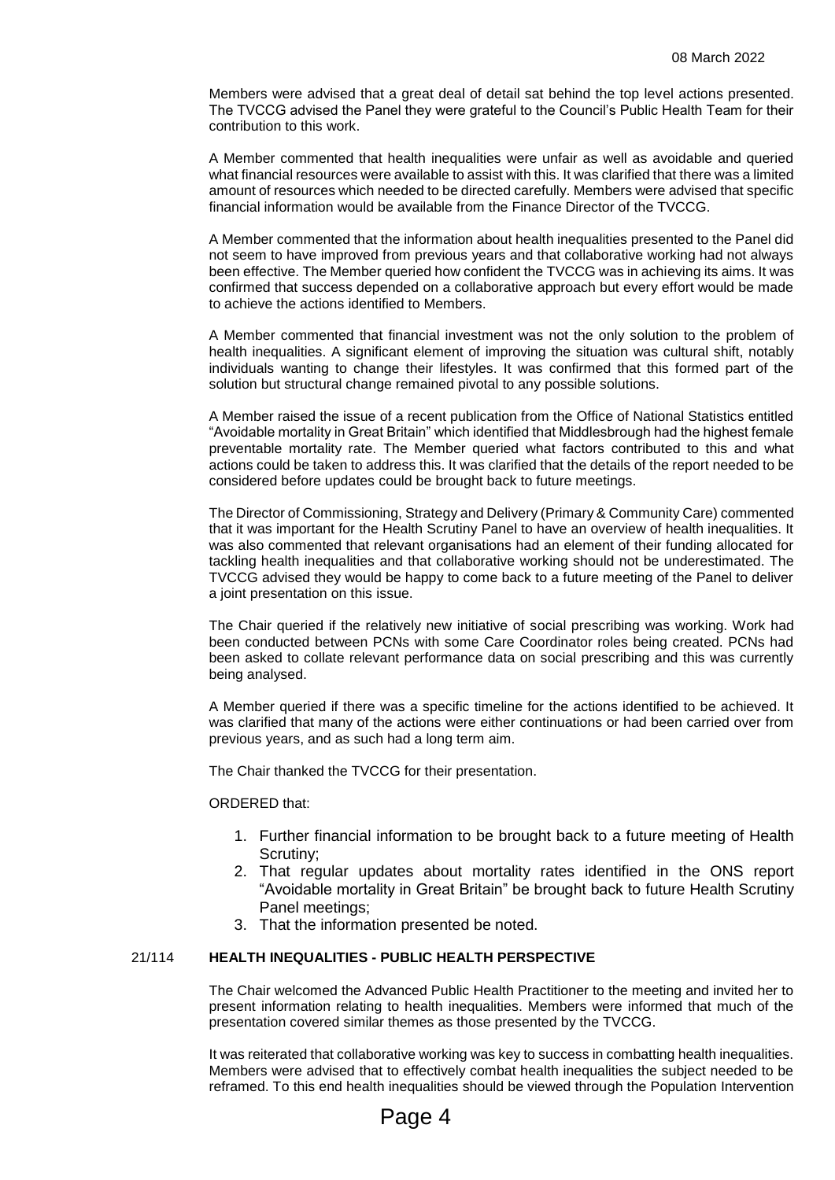Members were advised that a great deal of detail sat behind the top level actions presented. The TVCCG advised the Panel they were grateful to the Council's Public Health Team for their contribution to this work.

A Member commented that health inequalities were unfair as well as avoidable and queried what financial resources were available to assist with this. It was clarified that there was a limited amount of resources which needed to be directed carefully. Members were advised that specific financial information would be available from the Finance Director of the TVCCG.

A Member commented that the information about health inequalities presented to the Panel did not seem to have improved from previous years and that collaborative working had not always been effective. The Member queried how confident the TVCCG was in achieving its aims. It was confirmed that success depended on a collaborative approach but every effort would be made to achieve the actions identified to Members.

A Member commented that financial investment was not the only solution to the problem of health inequalities. A significant element of improving the situation was cultural shift, notably individuals wanting to change their lifestyles. It was confirmed that this formed part of the solution but structural change remained pivotal to any possible solutions.

A Member raised the issue of a recent publication from the Office of National Statistics entitled "Avoidable mortality in Great Britain" which identified that Middlesbrough had the highest female preventable mortality rate. The Member queried what factors contributed to this and what actions could be taken to address this. It was clarified that the details of the report needed to be considered before updates could be brought back to future meetings.

The Director of Commissioning, Strategy and Delivery (Primary & Community Care) commented that it was important for the Health Scrutiny Panel to have an overview of health inequalities. It was also commented that relevant organisations had an element of their funding allocated for tackling health inequalities and that collaborative working should not be underestimated. The TVCCG advised they would be happy to come back to a future meeting of the Panel to deliver a joint presentation on this issue.

The Chair queried if the relatively new initiative of social prescribing was working. Work had been conducted between PCNs with some Care Coordinator roles being created. PCNs had been asked to collate relevant performance data on social prescribing and this was currently being analysed.

A Member queried if there was a specific timeline for the actions identified to be achieved. It was clarified that many of the actions were either continuations or had been carried over from previous years, and as such had a long term aim.

The Chair thanked the TVCCG for their presentation.

ORDERED that:

1. Further financial information to be brought back to a future meeting of Health Scrutiny;
2. That regular updates about mortality rates identified in the ONS report "Avoidable mortality in Great Britain" be brought back to future Health Scrutiny Panel meetings;
3. That the information presented be noted.

## 21/114 HEALTH INEQUALITIES - PUBLIC HEALTH PERSPECTIVE

The Chair welcomed the Advanced Public Health Practitioner to the meeting and invited her to present information relating to health inequalities. Members were informed that much of the presentation covered similar themes as those presented by the TVCCG.

It was reiterated that collaborative working was key to success in combatting health inequalities. Members were advised that to effectively combat health inequalities the subject needed to be reframed. To this end health inequalities should be viewed through the Population Intervention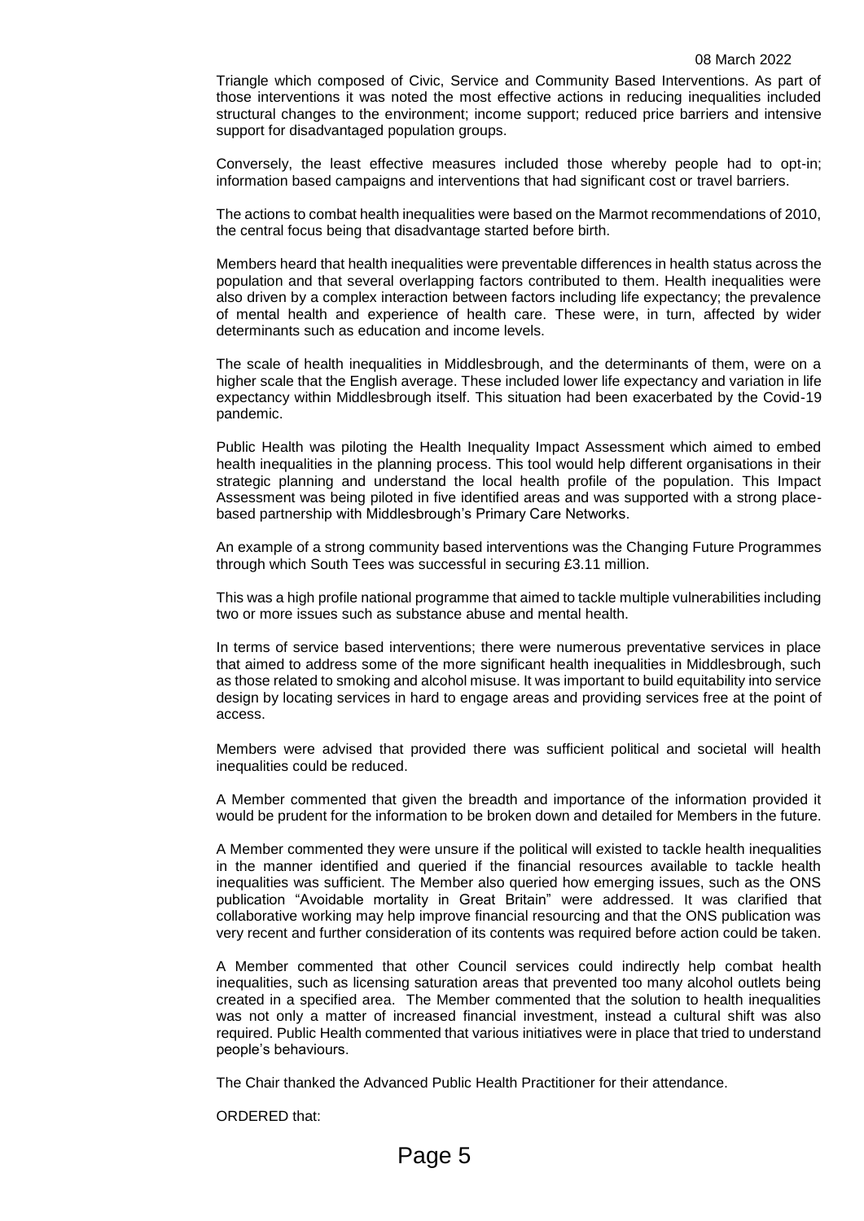Triangle which composed of Civic, Service and Community Based Interventions. As part of those interventions it was noted the most effective actions in reducing inequalities included structural changes to the environment; income support; reduced price barriers and intensive support for disadvantaged population groups.

Conversely, the least effective measures included those whereby people had to opt-in; information based campaigns and interventions that had significant cost or travel barriers.

The actions to combat health inequalities were based on the Marmot recommendations of 2010, the central focus being that disadvantage started before birth.

Members heard that health inequalities were preventable differences in health status across the population and that several overlapping factors contributed to them. Health inequalities were also driven by a complex interaction between factors including life expectancy; the prevalence of mental health and experience of health care. These were, in turn, affected by wider determinants such as education and income levels.

The scale of health inequalities in Middlesbrough, and the determinants of them, were on a higher scale that the English average. These included lower life expectancy and variation in life expectancy within Middlesbrough itself. This situation had been exacerbated by the Covid-19 pandemic.

Public Health was piloting the Health Inequality Impact Assessment which aimed to embed health inequalities in the planning process. This tool would help different organisations in their strategic planning and understand the local health profile of the population. This Impact Assessment was being piloted in five identified areas and was supported with a strong place-based partnership with Middlesbrough's Primary Care Networks.

An example of a strong community based interventions was the Changing Future Programmes through which South Tees was successful in securing £3.11 million.

This was a high profile national programme that aimed to tackle multiple vulnerabilities including two or more issues such as substance abuse and mental health.

In terms of service based interventions; there were numerous preventative services in place that aimed to address some of the more significant health inequalities in Middlesbrough, such as those related to smoking and alcohol misuse. It was important to build equitability into service design by locating services in hard to engage areas and providing services free at the point of access.

Members were advised that provided there was sufficient political and societal will health inequalities could be reduced.

A Member commented that given the breadth and importance of the information provided it would be prudent for the information to be broken down and detailed for Members in the future.

A Member commented they were unsure if the political will existed to tackle health inequalities in the manner identified and queried if the financial resources available to tackle health inequalities was sufficient. The Member also queried how emerging issues, such as the ONS publication "Avoidable mortality in Great Britain" were addressed. It was clarified that collaborative working may help improve financial resourcing and that the ONS publication was very recent and further consideration of its contents was required before action could be taken.

A Member commented that other Council services could indirectly help combat health inequalities, such as licensing saturation areas that prevented too many alcohol outlets being created in a specified area. The Member commented that the solution to health inequalities was not only a matter of increased financial investment, instead a cultural shift was also required. Public Health commented that various initiatives were in place that tried to understand people's behaviours.

The Chair thanked the Advanced Public Health Practitioner for their attendance.

ORDERED that: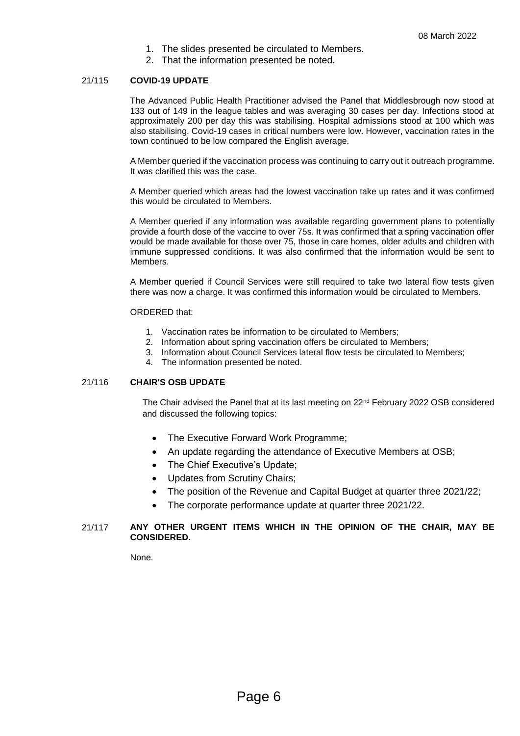1. The slides presented be circulated to Members.
2. That the information presented be noted.

## 21/115 COVID-19 UPDATE

The Advanced Public Health Practitioner advised the Panel that Middlesbrough now stood at 133 out of 149 in the league tables and was averaging 30 cases per day. Infections stood at approximately 200 per day this was stabilising. Hospital admissions stood at 100 which was also stabilising. Covid-19 cases in critical numbers were low. However, vaccination rates in the town continued to be low compared the English average.

A Member queried if the vaccination process was continuing to carry out it outreach programme. It was clarified this was the case.

A Member queried which areas had the lowest vaccination take up rates and it was confirmed this would be circulated to Members.

A Member queried if any information was available regarding government plans to potentially provide a fourth dose of the vaccine to over 75s. It was confirmed that a spring vaccination offer would be made available for those over 75, those in care homes, older adults and children with immune suppressed conditions. It was also confirmed that the information would be sent to Members.

A Member queried if Council Services were still required to take two lateral flow tests given there was now a charge. It was confirmed this information would be circulated to Members.

ORDERED that:

1. Vaccination rates be information to be circulated to Members;
2. Information about spring vaccination offers be circulated to Members;
3. Information about Council Services lateral flow tests be circulated to Members;
4. The information presented be noted.

## 21/116 CHAIR'S OSB UPDATE

The Chair advised the Panel that at its last meeting on 22nd February 2022 OSB considered and discussed the following topics:

- The Executive Forward Work Programme;
- An update regarding the attendance of Executive Members at OSB;
- The Chief Executive's Update;
- Updates from Scrutiny Chairs;
- The position of the Revenue and Capital Budget at quarter three 2021/22;
- The corporate performance update at quarter three 2021/22.

## 21/117 ANY OTHER URGENT ITEMS WHICH IN THE OPINION OF THE CHAIR, MAY BE CONSIDERED.

None.